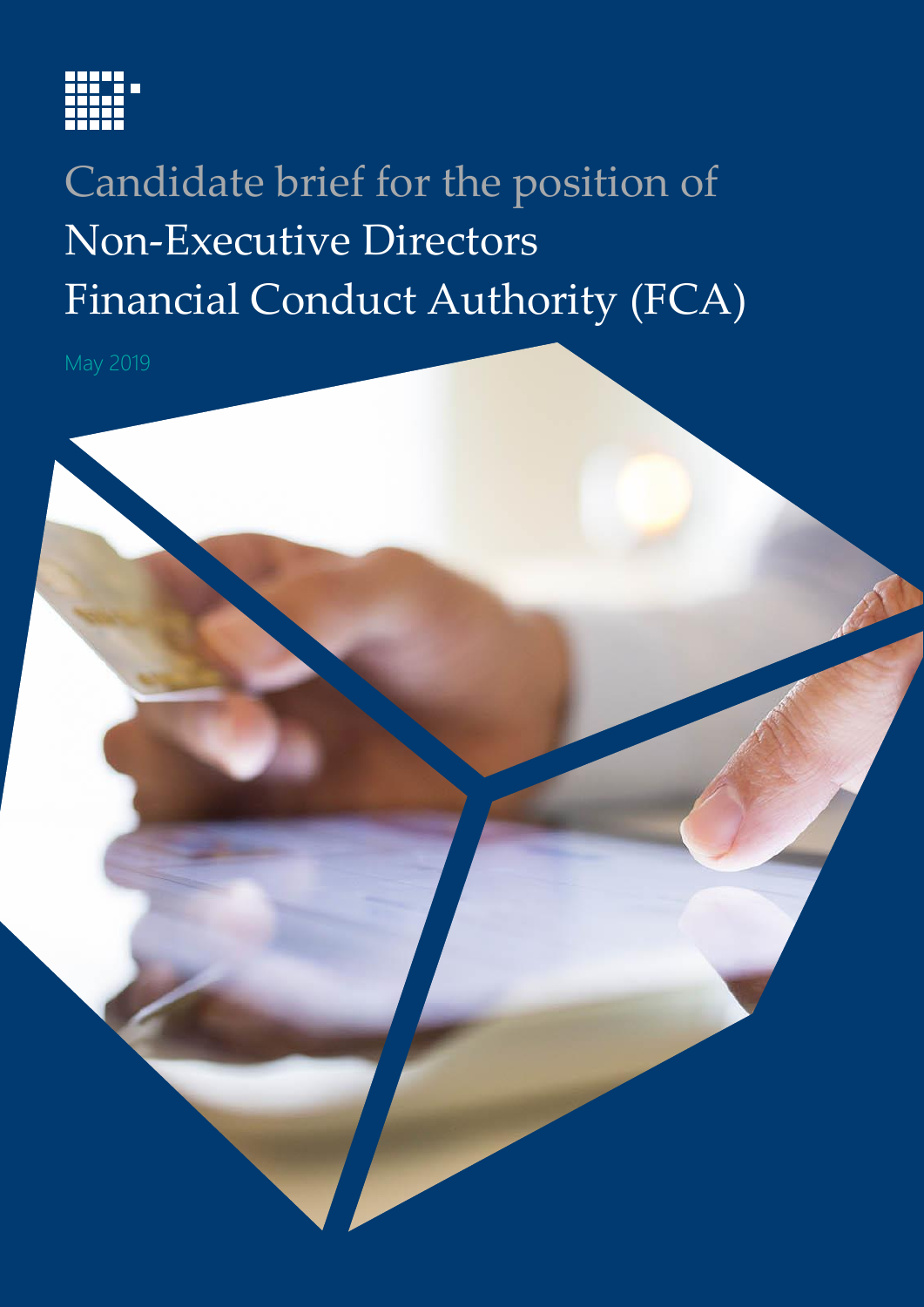# Candidate brief for the position of Non-Executive Directors Financial Conduct Authority (FCA)

May 2019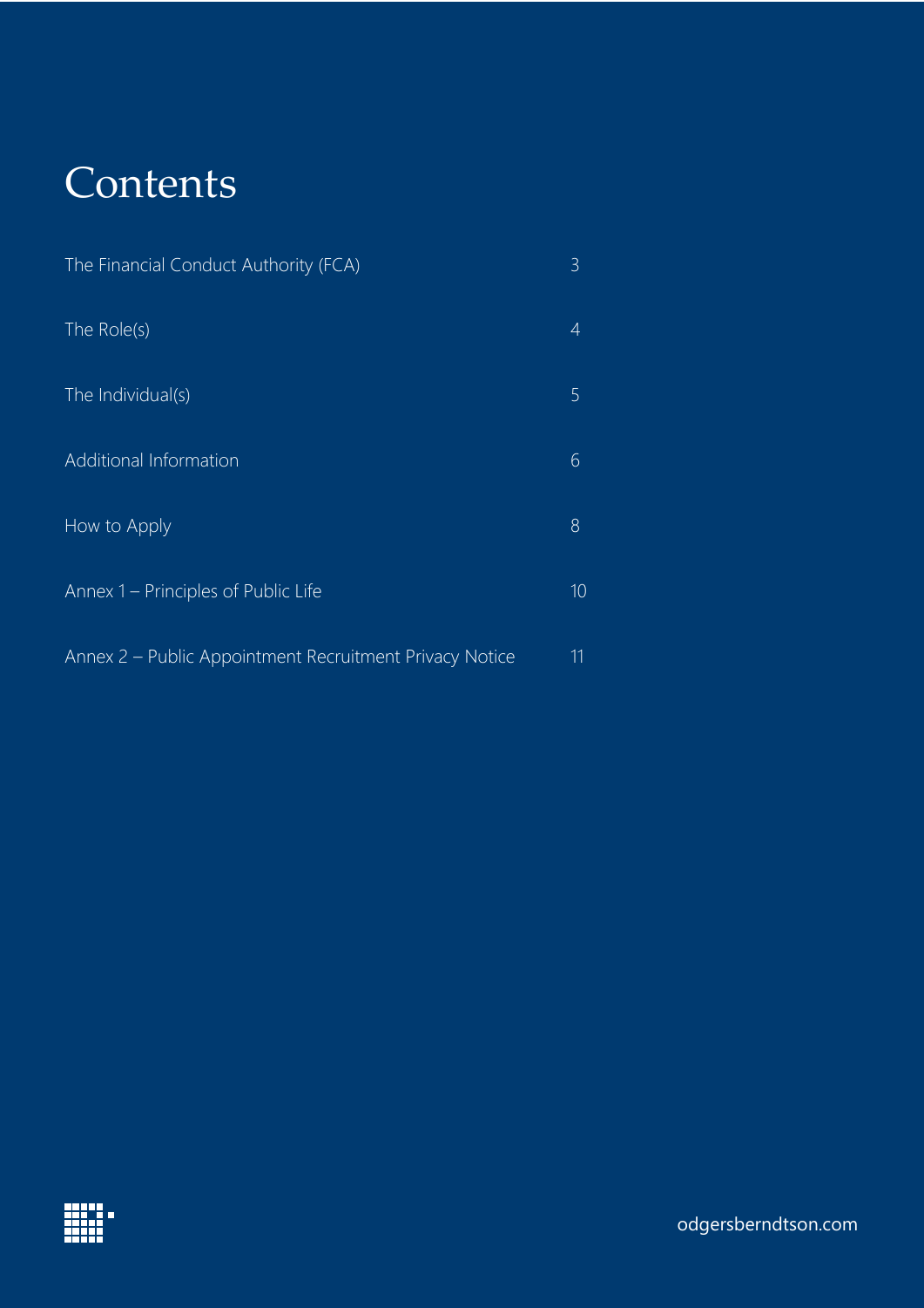# Contents

| | |
|---|---|
| The Financial Conduct Authority (FCA) | 3 |
| The Role(s) | 4 |
| The Individual(s) | 5 |
| Additional Information | 6 |
| How to Apply | 8 |
| Annex 1 – Principles of Public Life | 10 |
| Annex 2 – Public Appointment Recruitment Privacy Notice | 11 |

odgersberndtson.com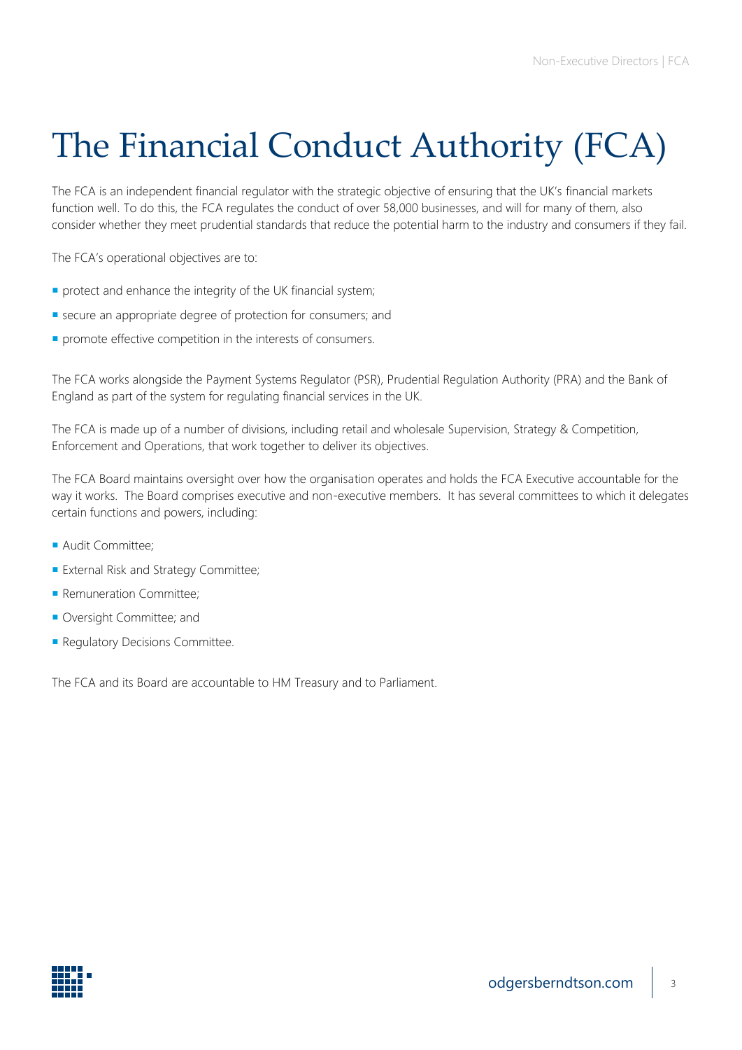# The Financial Conduct Authority (FCA)

The FCA is an independent financial regulator with the strategic objective of ensuring that the UK's financial markets function well. To do this, the FCA regulates the conduct of over 58,000 businesses, and will for many of them, also consider whether they meet prudential standards that reduce the potential harm to the industry and consumers if they fail.

The FCA's operational objectives are to:

- protect and enhance the integrity of the UK financial system;
- secure an appropriate degree of protection for consumers; and
- promote effective competition in the interests of consumers.

The FCA works alongside the Payment Systems Regulator (PSR), Prudential Regulation Authority (PRA) and the Bank of England as part of the system for regulating financial services in the UK.

The FCA is made up of a number of divisions, including retail and wholesale Supervision, Strategy & Competition, Enforcement and Operations, that work together to deliver its objectives.

The FCA Board maintains oversight over how the organisation operates and holds the FCA Executive accountable for the way it works. The Board comprises executive and non-executive members. It has several committees to which it delegates certain functions and powers, including:

- Audit Committee;
- External Risk and Strategy Committee;
- Remuneration Committee;
- Oversight Committee; and
- Regulatory Decisions Committee.

The FCA and its Board are accountable to HM Treasury and to Parliament.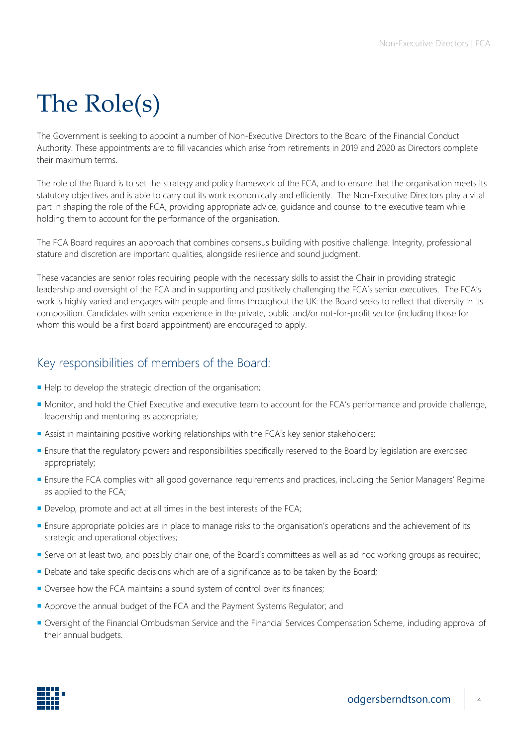# The Role(s)

The Government is seeking to appoint a number of Non-Executive Directors to the Board of the Financial Conduct Authority. These appointments are to fill vacancies which arise from retirements in 2019 and 2020 as Directors complete their maximum terms.

The role of the Board is to set the strategy and policy framework of the FCA, and to ensure that the organisation meets its statutory objectives and is able to carry out its work economically and efficiently. The Non-Executive Directors play a vital part in shaping the role of the FCA, providing appropriate advice, guidance and counsel to the executive team while holding them to account for the performance of the organisation.

The FCA Board requires an approach that combines consensus building with positive challenge. Integrity, professional stature and discretion are important qualities, alongside resilience and sound judgment.

These vacancies are senior roles requiring people with the necessary skills to assist the Chair in providing strategic leadership and oversight of the FCA and in supporting and positively challenging the FCA's senior executives. The FCA's work is highly varied and engages with people and firms throughout the UK: the Board seeks to reflect that diversity in its composition. Candidates with senior experience in the private, public and/or not-for-profit sector (including those for whom this would be a first board appointment) are encouraged to apply.

## Key responsibilities of members of the Board:

- Help to develop the strategic direction of the organisation;
- Monitor, and hold the Chief Executive and executive team to account for the FCA's performance and provide challenge, leadership and mentoring as appropriate;
- Assist in maintaining positive working relationships with the FCA's key senior stakeholders;
- Ensure that the regulatory powers and responsibilities specifically reserved to the Board by legislation are exercised appropriately;
- Ensure the FCA complies with all good governance requirements and practices, including the Senior Managers' Regime as applied to the FCA;
- Develop, promote and act at all times in the best interests of the FCA;
- Ensure appropriate policies are in place to manage risks to the organisation's operations and the achievement of its strategic and operational objectives;
- Serve on at least two, and possibly chair one, of the Board's committees as well as ad hoc working groups as required;
- Debate and take specific decisions which are of a significance as to be taken by the Board;
- Oversee how the FCA maintains a sound system of control over its finances;
- Approve the annual budget of the FCA and the Payment Systems Regulator; and
- Oversight of the Financial Ombudsman Service and the Financial Services Compensation Scheme, including approval of their annual budgets.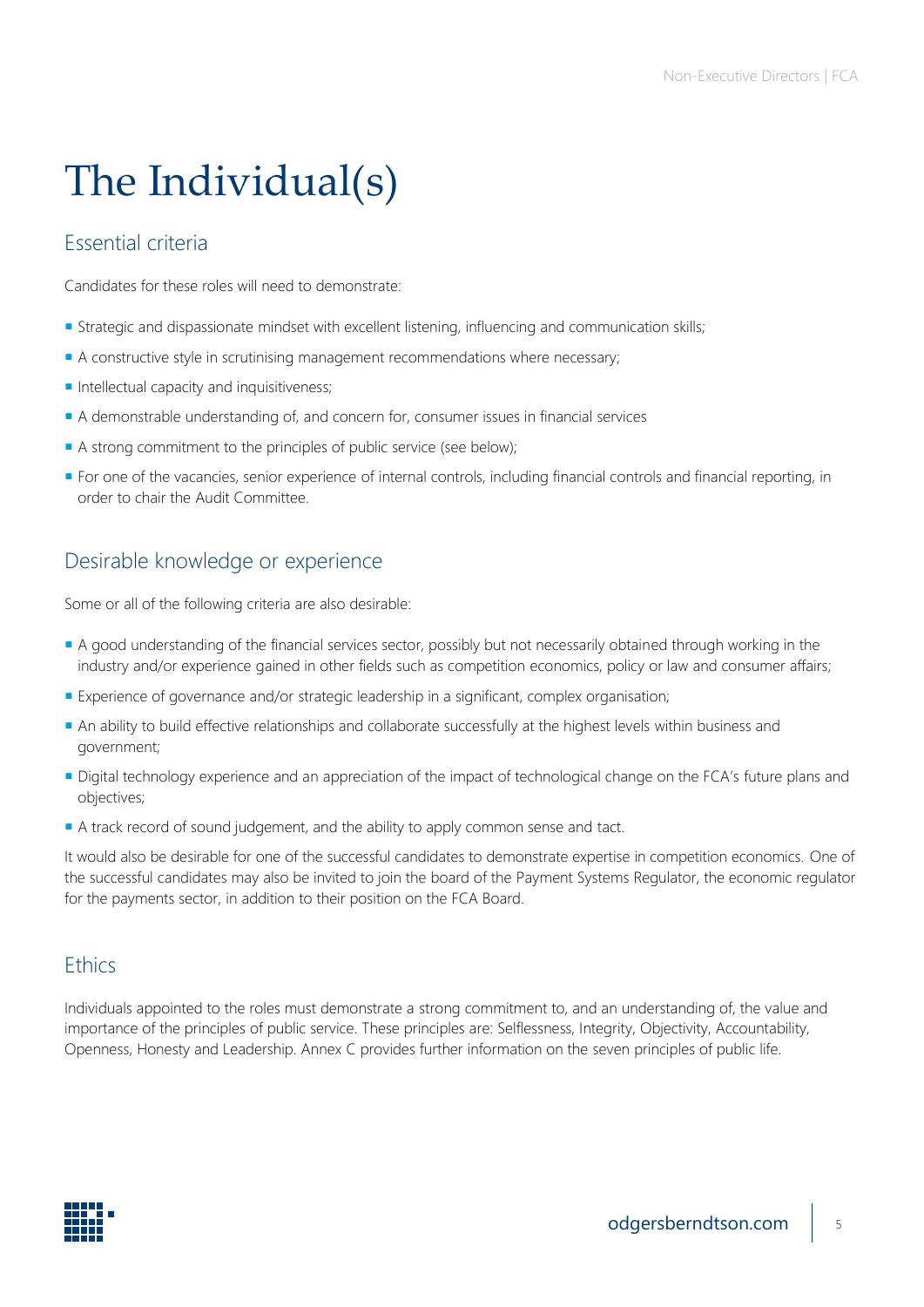# The Individual(s)

## Essential criteria

Candidates for these roles will need to demonstrate:

- Strategic and dispassionate mindset with excellent listening, influencing and communication skills;
- A constructive style in scrutinising management recommendations where necessary;
- Intellectual capacity and inquisitiveness;
- A demonstrable understanding of, and concern for, consumer issues in financial services
- A strong commitment to the principles of public service (see below);
- For one of the vacancies, senior experience of internal controls, including financial controls and financial reporting, in order to chair the Audit Committee.

## Desirable knowledge or experience

Some or all of the following criteria are also desirable:

- A good understanding of the financial services sector, possibly but not necessarily obtained through working in the industry and/or experience gained in other fields such as competition economics, policy or law and consumer affairs;
- Experience of governance and/or strategic leadership in a significant, complex organisation;
- An ability to build effective relationships and collaborate successfully at the highest levels within business and government;
- Digital technology experience and an appreciation of the impact of technological change on the FCA's future plans and objectives;
- A track record of sound judgement, and the ability to apply common sense and tact.

It would also be desirable for one of the successful candidates to demonstrate expertise in competition economics. One of the successful candidates may also be invited to join the board of the Payment Systems Regulator, the economic regulator for the payments sector, in addition to their position on the FCA Board.

## Ethics

Individuals appointed to the roles must demonstrate a strong commitment to, and an understanding of, the value and importance of the principles of public service. These principles are: Selflessness, Integrity, Objectivity, Accountability, Openness, Honesty and Leadership. Annex C provides further information on the seven principles of public life.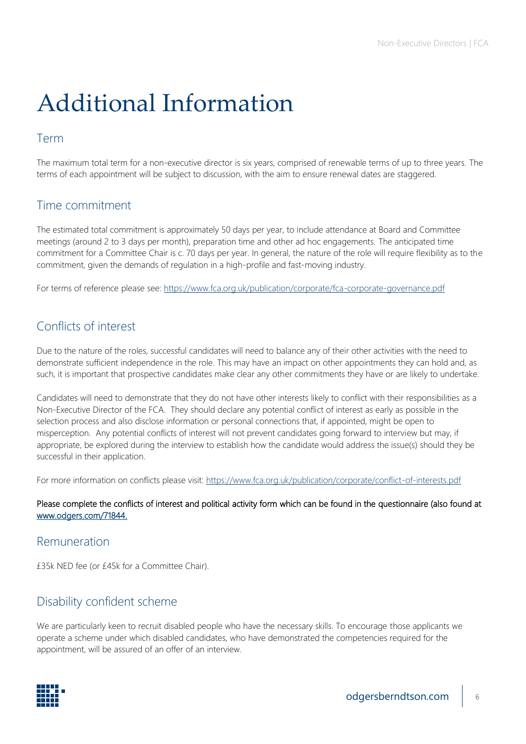# Additional Information

## Term

The maximum total term for a non-executive director is six years, comprised of renewable terms of up to three years. The terms of each appointment will be subject to discussion, with the aim to ensure renewal dates are staggered.

## Time commitment

The estimated total commitment is approximately 50 days per year, to include attendance at Board and Committee meetings (around 2 to 3 days per month), preparation time and other ad hoc engagements. The anticipated time commitment for a Committee Chair is c. 70 days per year. In general, the nature of the role will require flexibility as to the commitment, given the demands of regulation in a high-profile and fast-moving industry.

For terms of reference please see: https://www.fca.org.uk/publication/corporate/fca-corporate-governance.pdf

## Conflicts of interest

Due to the nature of the roles, successful candidates will need to balance any of their other activities with the need to demonstrate sufficient independence in the role. This may have an impact on other appointments they can hold and, as such, it is important that prospective candidates make clear any other commitments they have or are likely to undertake.

Candidates will need to demonstrate that they do not have other interests likely to conflict with their responsibilities as a Non-Executive Director of the FCA. They should declare any potential conflict of interest as early as possible in the selection process and also disclose information or personal connections that, if appointed, might be open to misperception. Any potential conflicts of interest will not prevent candidates going forward to interview but may, if appropriate, be explored during the interview to establish how the candidate would address the issue(s) should they be successful in their application.

For more information on conflicts please visit: https://www.fca.org.uk/publication/corporate/conflict-of-interests.pdf

Please complete the conflicts of interest and political activity form which can be found in the questionnaire (also found at www.odgers.com/71844.

## Remuneration

£35k NED fee (or £45k for a Committee Chair).

## Disability confident scheme

We are particularly keen to recruit disabled people who have the necessary skills. To encourage those applicants we operate a scheme under which disabled candidates, who have demonstrated the competencies required for the appointment, will be assured of an offer of an interview.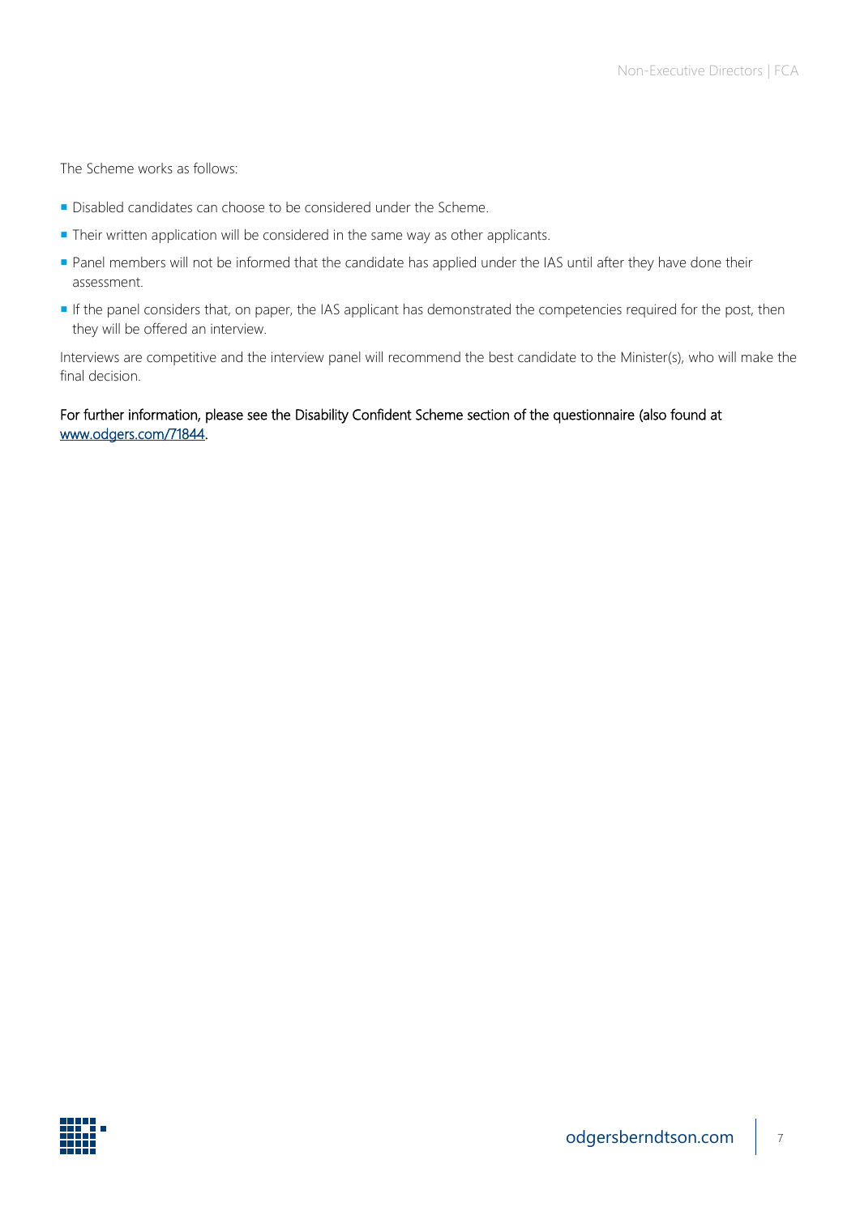The Scheme works as follows:

- Disabled candidates can choose to be considered under the Scheme.
- Their written application will be considered in the same way as other applicants.
- Panel members will not be informed that the candidate has applied under the IAS until after they have done their assessment.
- If the panel considers that, on paper, the IAS applicant has demonstrated the competencies required for the post, then they will be offered an interview.

Interviews are competitive and the interview panel will recommend the best candidate to the Minister(s), who will make the final decision.

For further information, please see the Disability Confident Scheme section of the questionnaire (also found at [www.odgers.com/71844](http://www.odgers.com/71844).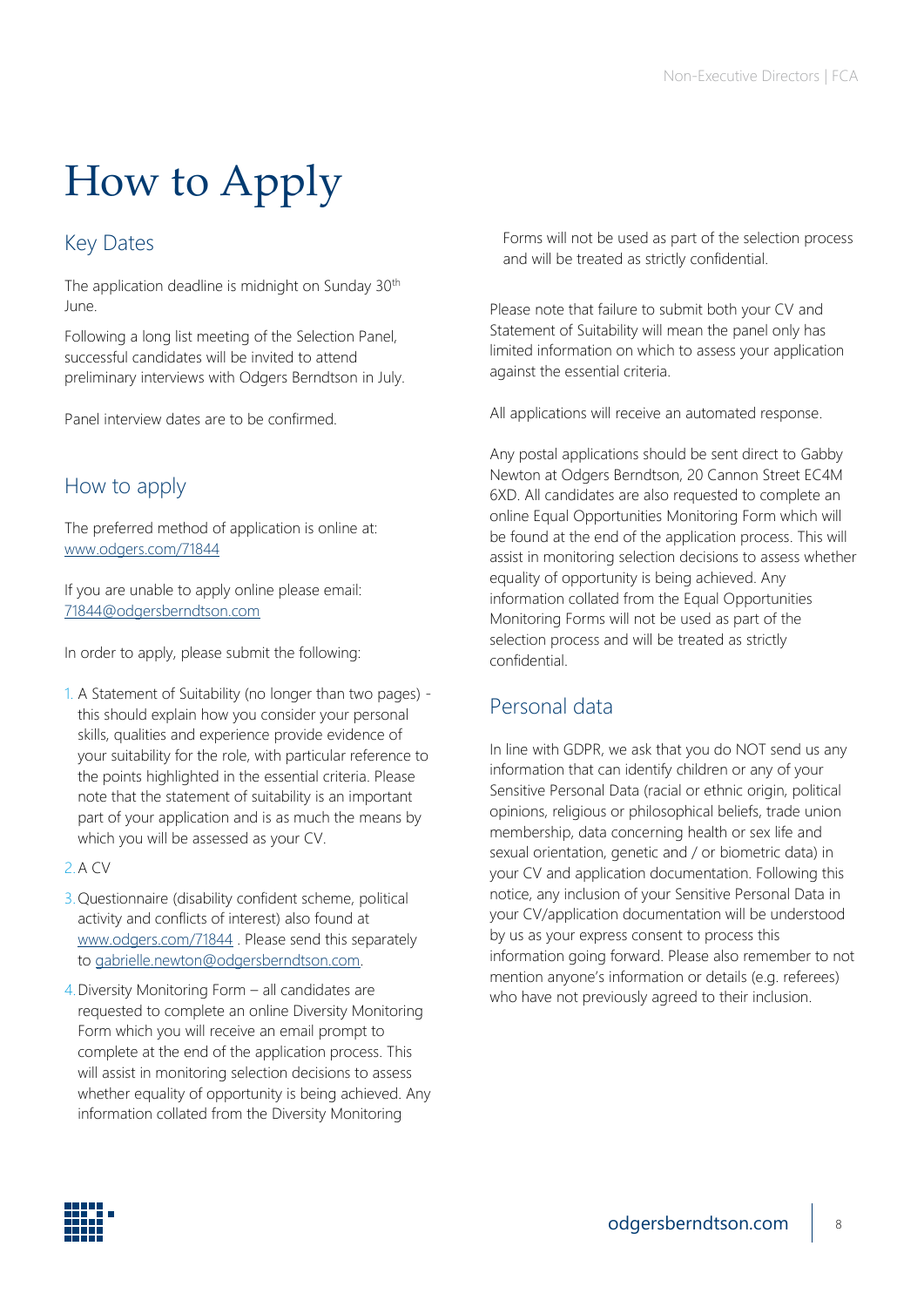# How to Apply

## Key Dates

The application deadline is midnight on Sunday 30th June.

Following a long list meeting of the Selection Panel, successful candidates will be invited to attend preliminary interviews with Odgers Berndtson in July.

Panel interview dates are to be confirmed.

## How to apply

The preferred method of application is online at: www.odgers.com/71844

If you are unable to apply online please email: 71844@odgersberndtson.com

In order to apply, please submit the following:

1. A Statement of Suitability (no longer than two pages) - this should explain how you consider your personal skills, qualities and experience provide evidence of your suitability for the role, with particular reference to the points highlighted in the essential criteria. Please note that the statement of suitability is an important part of your application and is as much the means by which you will be assessed as your CV.
2. A CV
3. Questionnaire (disability confident scheme, political activity and conflicts of interest) also found at www.odgers.com/71844 . Please send this separately to gabrielle.newton@odgersberndtson.com.
4. Diversity Monitoring Form – all candidates are requested to complete an online Diversity Monitoring Form which you will receive an email prompt to complete at the end of the application process. This will assist in monitoring selection decisions to assess whether equality of opportunity is being achieved. Any information collated from the Diversity Monitoring Forms will not be used as part of the selection process and will be treated as strictly confidential.

Please note that failure to submit both your CV and Statement of Suitability will mean the panel only has limited information on which to assess your application against the essential criteria.

All applications will receive an automated response.

Any postal applications should be sent direct to Gabby Newton at Odgers Berndtson, 20 Cannon Street EC4M 6XD. All candidates are also requested to complete an online Equal Opportunities Monitoring Form which will be found at the end of the application process. This will assist in monitoring selection decisions to assess whether equality of opportunity is being achieved. Any information collated from the Equal Opportunities Monitoring Forms will not be used as part of the selection process and will be treated as strictly confidential.

## Personal data

In line with GDPR, we ask that you do NOT send us any information that can identify children or any of your Sensitive Personal Data (racial or ethnic origin, political opinions, religious or philosophical beliefs, trade union membership, data concerning health or sex life and sexual orientation, genetic and / or biometric data) in your CV and application documentation. Following this notice, any inclusion of your Sensitive Personal Data in your CV/application documentation will be understood by us as your express consent to process this information going forward. Please also remember to not mention anyone's information or details (e.g. referees) who have not previously agreed to their inclusion.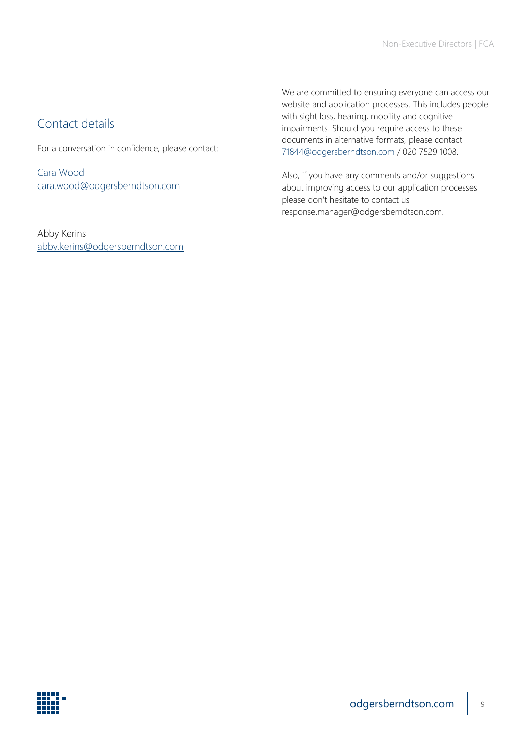## Contact details

For a conversation in confidence, please contact:

Cara Wood
cara.wood@odgersberndtson.com

Abby Kerins
abby.kerins@odgersberndtson.com

We are committed to ensuring everyone can access our website and application processes. This includes people with sight loss, hearing, mobility and cognitive impairments. Should you require access to these documents in alternative formats, please contact 71844@odgersberndtson.com / 020 7529 1008.

Also, if you have any comments and/or suggestions about improving access to our application processes please don't hesitate to contact us response.manager@odgersberndtson.com.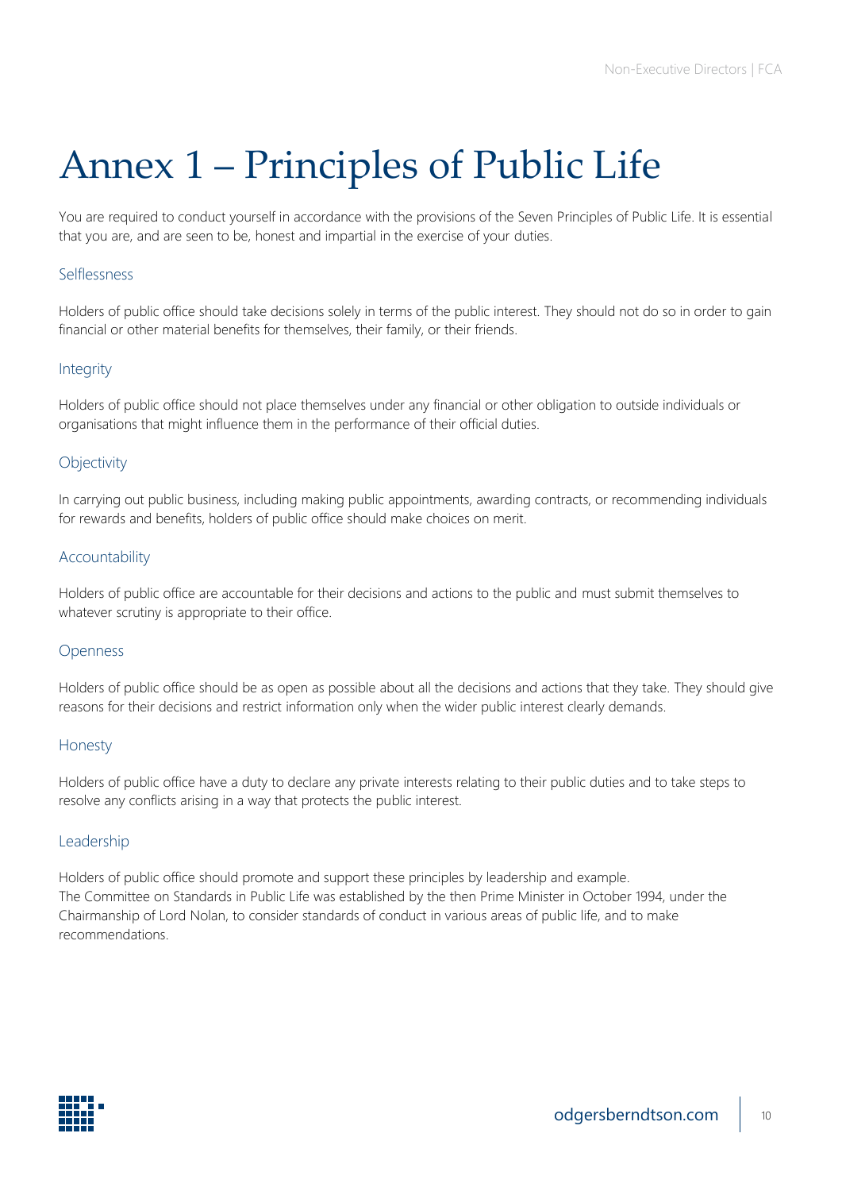# Annex 1 – Principles of Public Life

You are required to conduct yourself in accordance with the provisions of the Seven Principles of Public Life. It is essential that you are, and are seen to be, honest and impartial in the exercise of your duties.

### Selflessness

Holders of public office should take decisions solely in terms of the public interest. They should not do so in order to gain financial or other material benefits for themselves, their family, or their friends.

### Integrity

Holders of public office should not place themselves under any financial or other obligation to outside individuals or organisations that might influence them in the performance of their official duties.

### Objectivity

In carrying out public business, including making public appointments, awarding contracts, or recommending individuals for rewards and benefits, holders of public office should make choices on merit.

### Accountability

Holders of public office are accountable for their decisions and actions to the public and must submit themselves to whatever scrutiny is appropriate to their office.

### Openness

Holders of public office should be as open as possible about all the decisions and actions that they take. They should give reasons for their decisions and restrict information only when the wider public interest clearly demands.

### Honesty

Holders of public office have a duty to declare any private interests relating to their public duties and to take steps to resolve any conflicts arising in a way that protects the public interest.

### Leadership

Holders of public office should promote and support these principles by leadership and example.
The Committee on Standards in Public Life was established by the then Prime Minister in October 1994, under the Chairmanship of Lord Nolan, to consider standards of conduct in various areas of public life, and to make recommendations.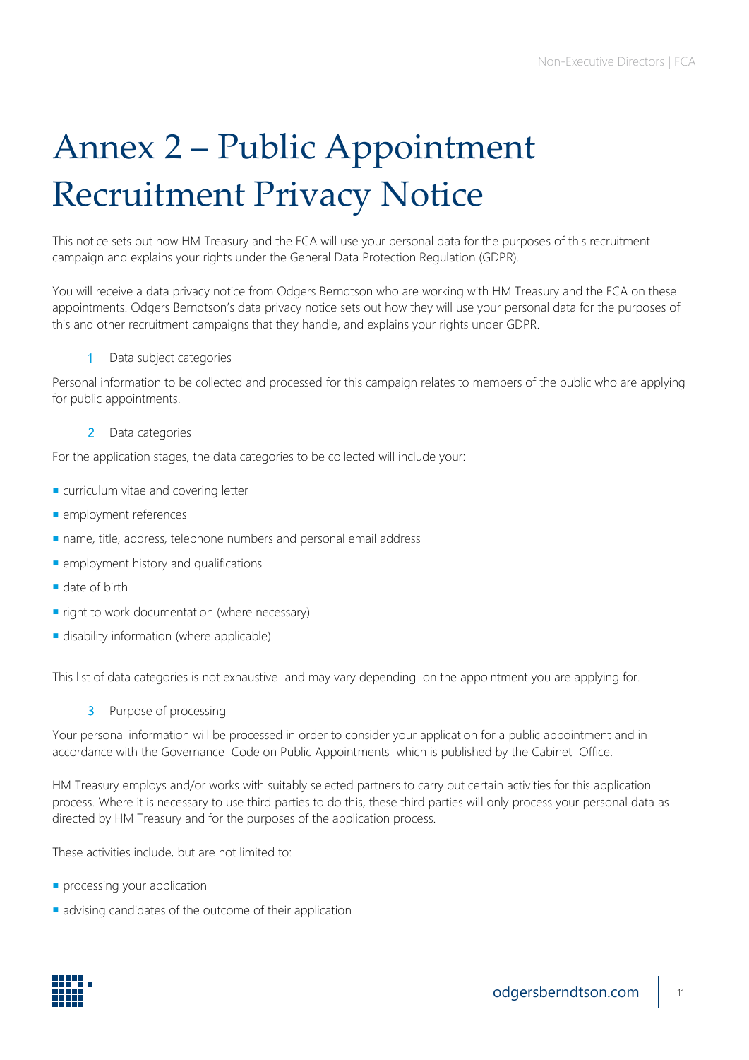# Annex 2 – Public Appointment Recruitment Privacy Notice

This notice sets out how HM Treasury and the FCA will use your personal data for the purposes of this recruitment campaign and explains your rights under the General Data Protection Regulation (GDPR).

You will receive a data privacy notice from Odgers Berndtson who are working with HM Treasury and the FCA on these appointments. Odgers Berndtson's data privacy notice sets out how they will use your personal data for the purposes of this and other recruitment campaigns that they handle, and explains your rights under GDPR.

1 Data subject categories

Personal information to be collected and processed for this campaign relates to members of the public who are applying for public appointments.

2 Data categories

For the application stages, the data categories to be collected will include your:

- curriculum vitae and covering letter
- employment references
- name, title, address, telephone numbers and personal email address
- employment history and qualifications
- date of birth
- right to work documentation (where necessary)
- disability information (where applicable)

This list of data categories is not exhaustive and may vary depending on the appointment you are applying for.

3 Purpose of processing

Your personal information will be processed in order to consider your application for a public appointment and in accordance with the Governance Code on Public Appointments which is published by the Cabinet Office.

HM Treasury employs and/or works with suitably selected partners to carry out certain activities for this application process. Where it is necessary to use third parties to do this, these third parties will only process your personal data as directed by HM Treasury and for the purposes of the application process.

These activities include, but are not limited to:

- processing your application
- advising candidates of the outcome of their application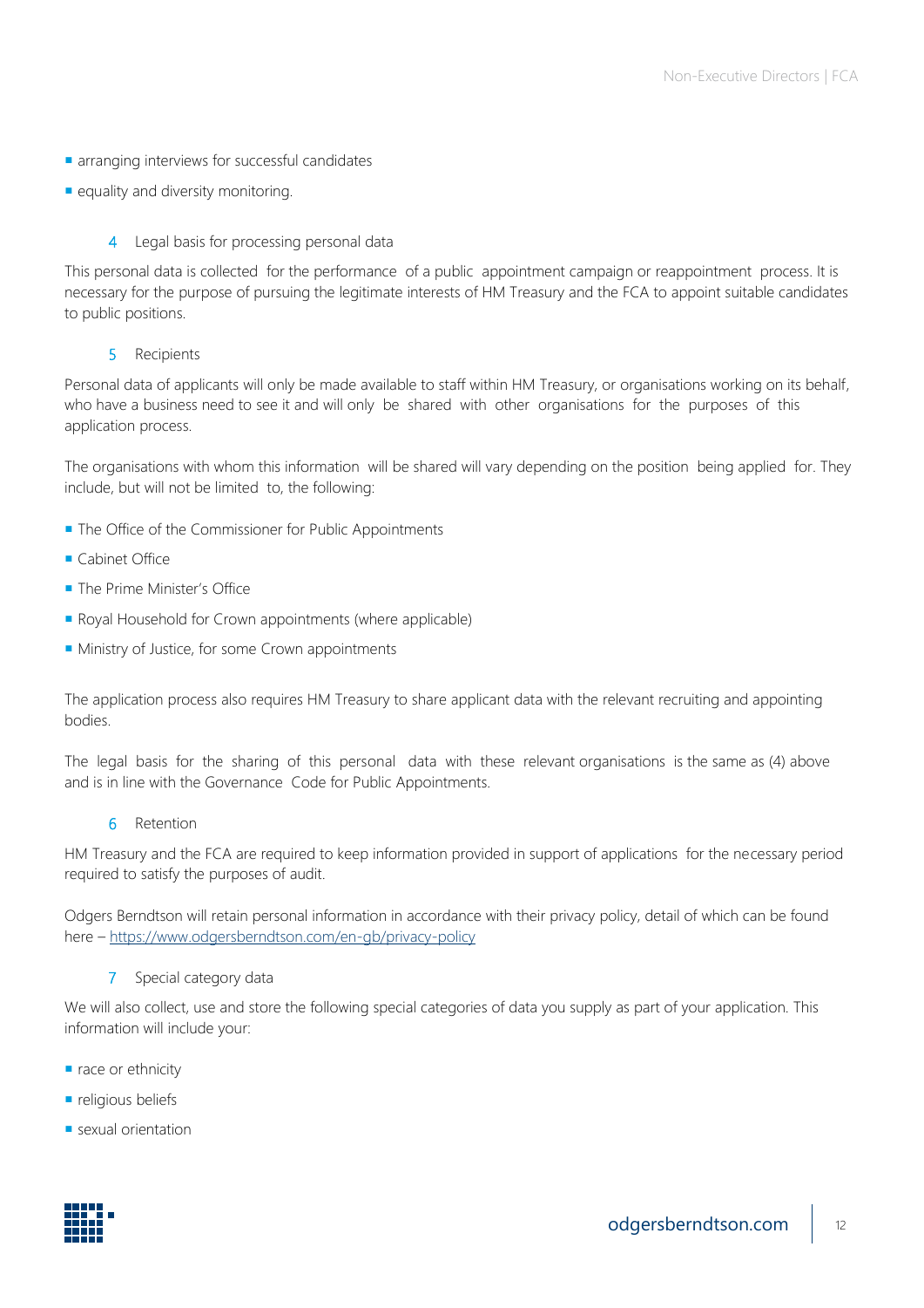- arranging interviews for successful candidates
- equality and diversity monitoring.

### 4 Legal basis for processing personal data

This personal data is collected for the performance of a public appointment campaign or reappointment process. It is necessary for the purpose of pursuing the legitimate interests of HM Treasury and the FCA to appoint suitable candidates to public positions.

### 5 Recipients

Personal data of applicants will only be made available to staff within HM Treasury, or organisations working on its behalf, who have a business need to see it and will only be shared with other organisations for the purposes of this application process.

The organisations with whom this information will be shared will vary depending on the position being applied for. They include, but will not be limited to, the following:

- The Office of the Commissioner for Public Appointments
- Cabinet Office
- The Prime Minister's Office
- Royal Household for Crown appointments (where applicable)
- Ministry of Justice, for some Crown appointments

The application process also requires HM Treasury to share applicant data with the relevant recruiting and appointing bodies.

The legal basis for the sharing of this personal data with these relevant organisations is the same as (4) above and is in line with the Governance Code for Public Appointments.

### 6 Retention

HM Treasury and the FCA are required to keep information provided in support of applications for the necessary period required to satisfy the purposes of audit.

Odgers Berndtson will retain personal information in accordance with their privacy policy, detail of which can be found here – https://www.odgersberndtson.com/en-gb/privacy-policy

### 7 Special category data

We will also collect, use and store the following special categories of data you supply as part of your application. This information will include your:

- race or ethnicity
- religious beliefs
- sexual orientation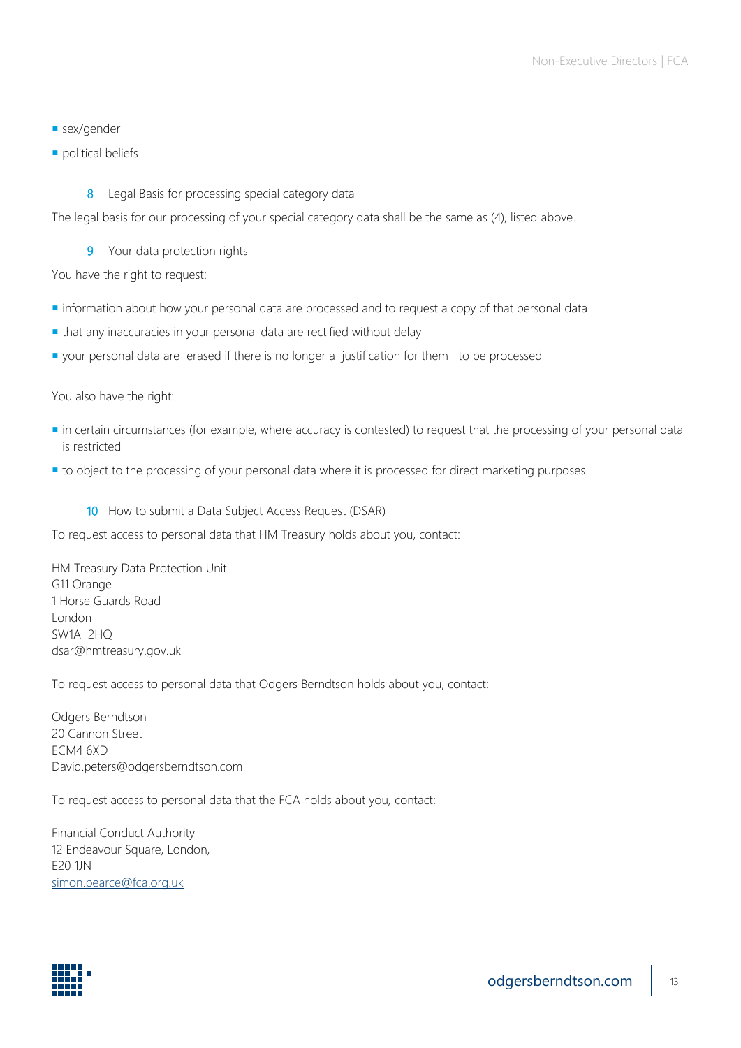- sex/gender
- political beliefs

### 8 Legal Basis for processing special category data

The legal basis for our processing of your special category data shall be the same as (4), listed above.

### 9 Your data protection rights

You have the right to request:

- information about how your personal data are processed and to request a copy of that personal data
- that any inaccuracies in your personal data are rectified without delay
- your personal data are erased if there is no longer a justification for them to be processed

You also have the right:

- in certain circumstances (for example, where accuracy is contested) to request that the processing of your personal data is restricted
- to object to the processing of your personal data where it is processed for direct marketing purposes

### 10 How to submit a Data Subject Access Request (DSAR)

To request access to personal data that HM Treasury holds about you, contact:

HM Treasury Data Protection Unit
G11 Orange
1 Horse Guards Road
London
SW1A 2HQ
dsar@hmtreasury.gov.uk

To request access to personal data that Odgers Berndtson holds about you, contact:

Odgers Berndtson
20 Cannon Street
ECM4 6XD
David.peters@odgersberndtson.com

To request access to personal data that the FCA holds about you, contact:

Financial Conduct Authority
12 Endeavour Square, London,
E20 1JN
simon.pearce@fca.org.uk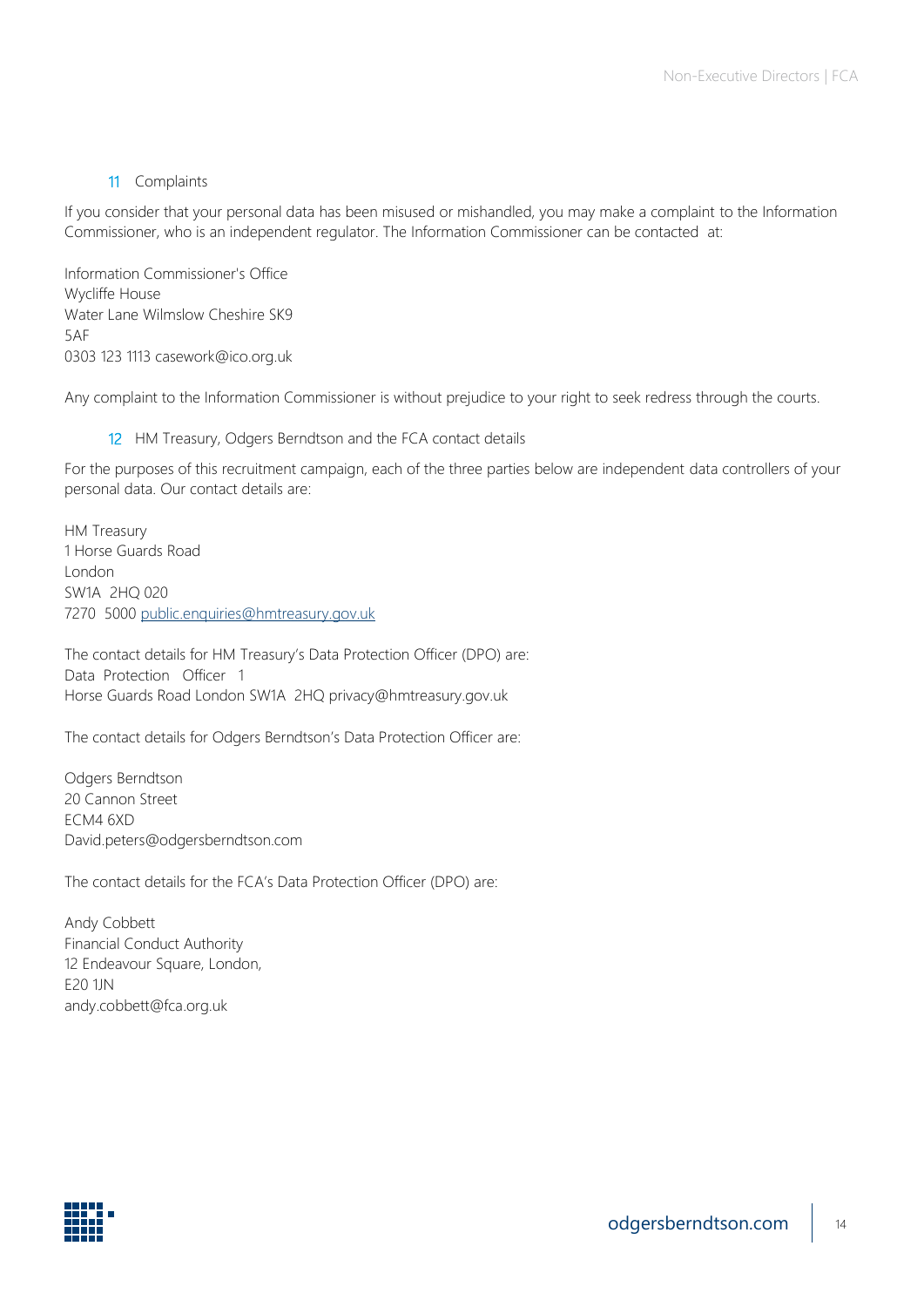## 11 Complaints

If you consider that your personal data has been misused or mishandled, you may make a complaint to the Information Commissioner, who is an independent regulator. The Information Commissioner can be contacted at:

Information Commissioner's Office
Wycliffe House
Water Lane Wilmslow Cheshire SK9
5AF
0303 123 1113 casework@ico.org.uk

Any complaint to the Information Commissioner is without prejudice to your right to seek redress through the courts.

## 12 HM Treasury, Odgers Berndtson and the FCA contact details

For the purposes of this recruitment campaign, each of the three parties below are independent data controllers of your personal data. Our contact details are:

HM Treasury
1 Horse Guards Road
London
SW1A 2HQ 020
7270 5000 public.enquiries@hmtreasury.gov.uk

The contact details for HM Treasury's Data Protection Officer (DPO) are:
Data Protection Officer 1
Horse Guards Road London SW1A 2HQ privacy@hmtreasury.gov.uk

The contact details for Odgers Berndtson's Data Protection Officer are:

Odgers Berndtson
20 Cannon Street
ECM4 6XD
David.peters@odgersberndtson.com

The contact details for the FCA's Data Protection Officer (DPO) are:

Andy Cobbett
Financial Conduct Authority
12 Endeavour Square, London,
E20 1JN
andy.cobbett@fca.org.uk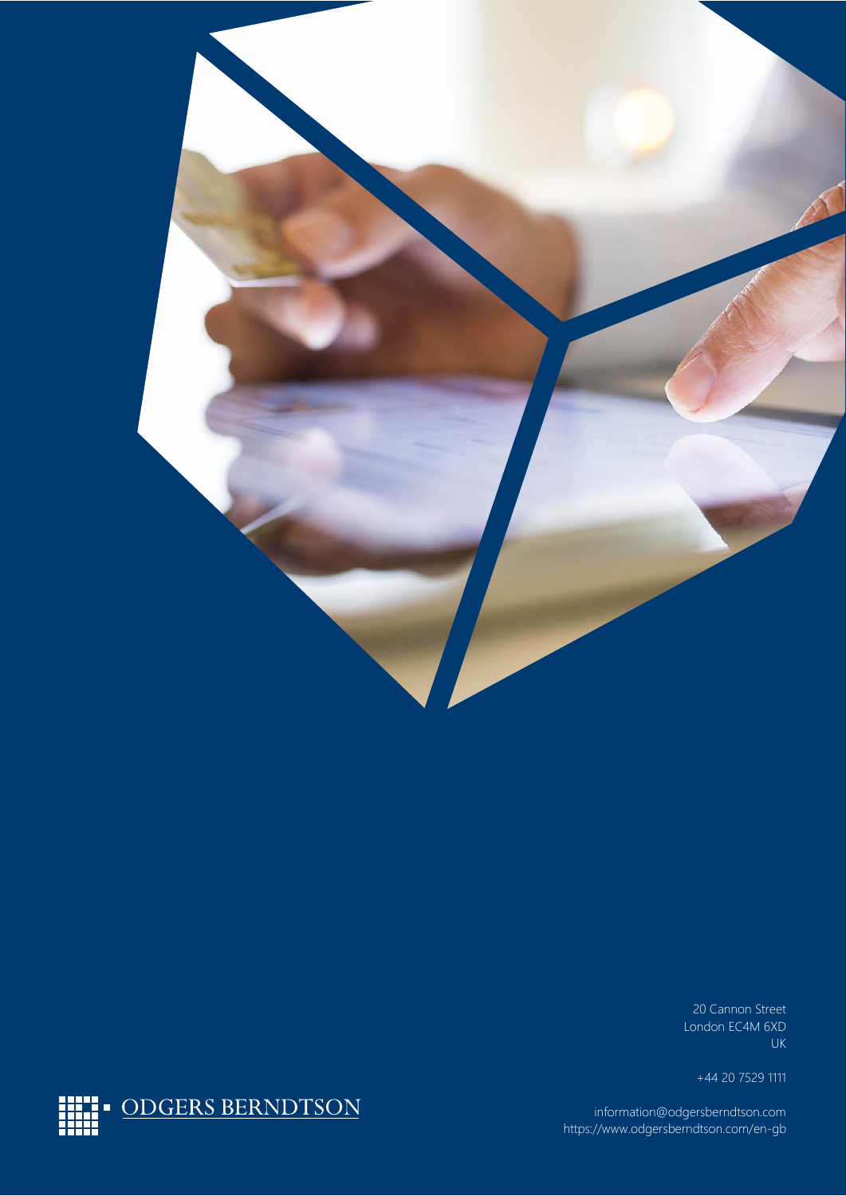ODGERS BERNDTSON

20 Cannon Street
London EC4M 6XD
UK

+44 20 7529 1111

information@odgersberndtson.com
https://www.odgersberndtson.com/en-gb